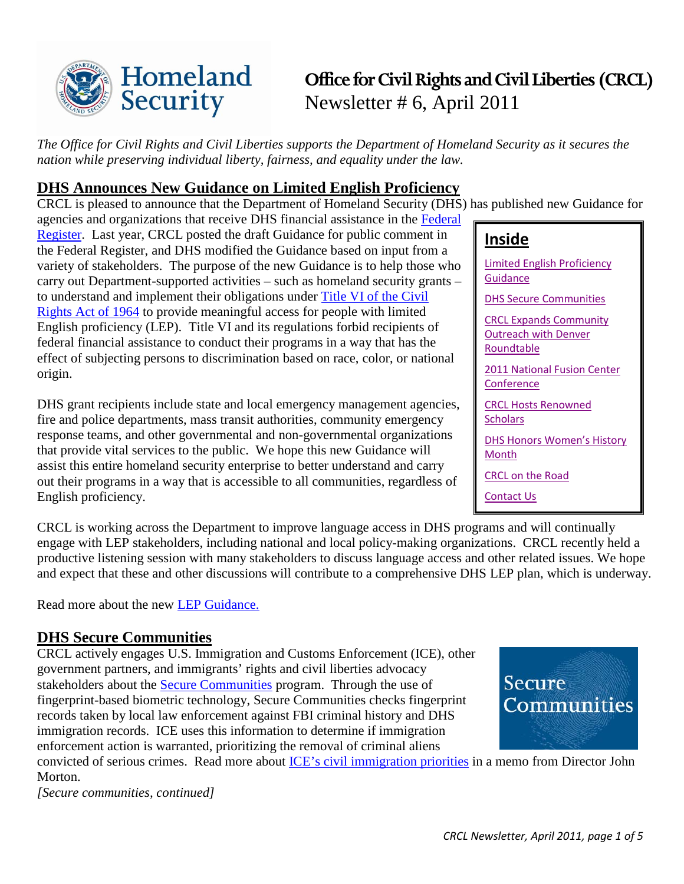Homeland Security

# Office for Civil Rights and Civil Liberties (CRCL)

Newsletter # 6, April 2011

*The Office for Civil Rights and Civil Liberties supports the Department of Homeland Security as it secures the nation while preserving individual liberty, fairness, and equality under the law.*

## DHS Announces New Guidance on Limited English Proficiency

CRCL is pleased to announce that the Department of Homeland Security (DHS) has published new Guidance for agencies and organizations that receive DHS financial assistance in the Federal Register. Last year, CRCL posted the draft Guidance for public comment in the Federal Register, and DHS modified the Guidance based on input from a variety of stakeholders. The purpose of the new Guidance is to help those who carry out Department-supported activities – such as homeland security grants – to understand and implement their obligations under Title VI of the Civil Rights Act of 1964 to provide meaningful access for people with limited English proficiency (LEP). Title VI and its regulations forbid recipients of federal financial assistance to conduct their programs in a way that has the effect of subjecting persons to discrimination based on race, color, or national origin.

DHS grant recipients include state and local emergency management agencies, fire and police departments, mass transit authorities, community emergency response teams, and other governmental and non-governmental organizations that provide vital services to the public. We hope this new Guidance will assist this entire homeland security enterprise to better understand and carry out their programs in a way that is accessible to all communities, regardless of English proficiency.

**Inside**

- Limited English Proficiency Guidance
- DHS Secure Communities
- CRCL Expands Community Outreach with Denver Roundtable
- 2011 National Fusion Center Conference
- CRCL Hosts Renowned Scholars
- DHS Honors Women's History Month
- CRCL on the Road
- Contact Us

CRCL is working across the Department to improve language access in DHS programs and will continually engage with LEP stakeholders, including national and local policy-making organizations. CRCL recently held a productive listening session with many stakeholders to discuss language access and other related issues. We hope and expect that these and other discussions will contribute to a comprehensive DHS LEP plan, which is underway.

Read more about the new LEP Guidance.

## DHS Secure Communities

Secure Communities

CRCL actively engages U.S. Immigration and Customs Enforcement (ICE), other government partners, and immigrants' rights and civil liberties advocacy stakeholders about the Secure Communities program. Through the use of fingerprint-based biometric technology, Secure Communities checks fingerprint records taken by local law enforcement against FBI criminal history and DHS immigration records. ICE uses this information to determine if immigration enforcement action is warranted, prioritizing the removal of criminal aliens convicted of serious crimes. Read more about ICE's civil immigration priorities in a memo from Director John Morton.

*[Secure communities, continued]*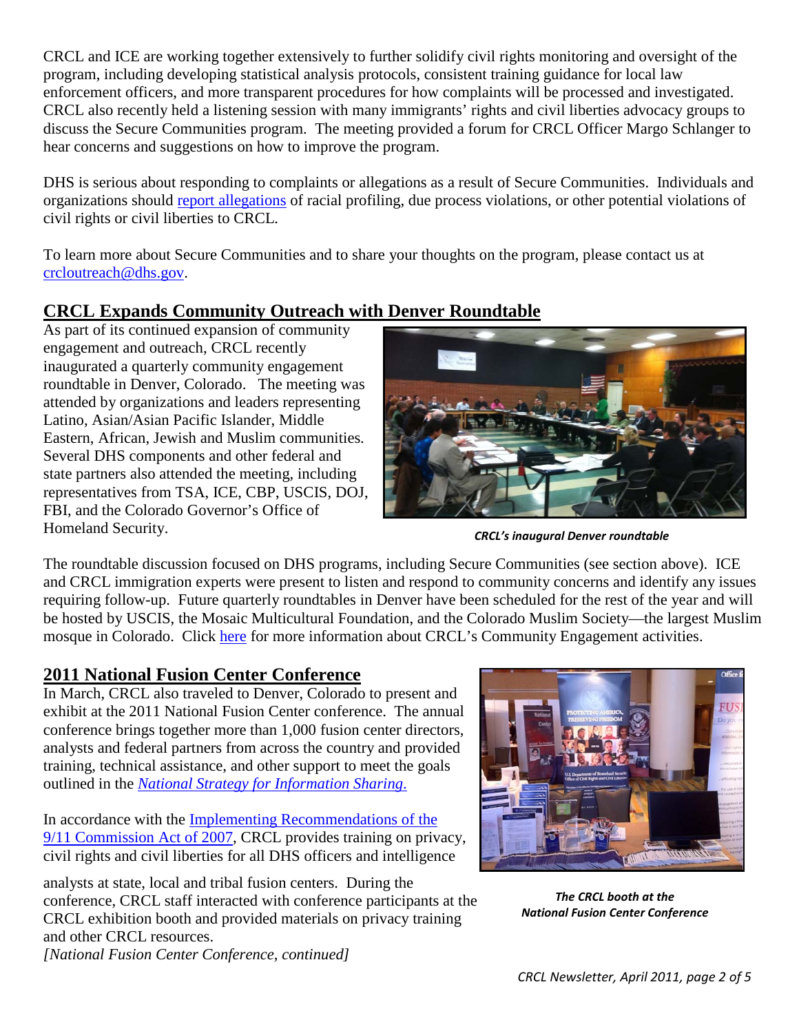CRCL and ICE are working together extensively to further solidify civil rights monitoring and oversight of the program, including developing statistical analysis protocols, consistent training guidance for local law enforcement officers, and more transparent procedures for how complaints will be processed and investigated. CRCL also recently held a listening session with many immigrants' rights and civil liberties advocacy groups to discuss the Secure Communities program. The meeting provided a forum for CRCL Officer Margo Schlanger to hear concerns and suggestions on how to improve the program.

DHS is serious about responding to complaints or allegations as a result of Secure Communities. Individuals and organizations should report allegations of racial profiling, due process violations, or other potential violations of civil rights or civil liberties to CRCL.

To learn more about Secure Communities and to share your thoughts on the program, please contact us at crcloutreach@dhs.gov.

## CRCL Expands Community Outreach with Denver Roundtable

As part of its continued expansion of community engagement and outreach, CRCL recently inaugurated a quarterly community engagement roundtable in Denver, Colorado. The meeting was attended by organizations and leaders representing Latino, Asian/Asian Pacific Islander, Middle Eastern, African, Jewish and Muslim communities. Several DHS components and other federal and state partners also attended the meeting, including representatives from TSA, ICE, CBP, USCIS, DOJ, FBI, and the Colorado Governor's Office of Homeland Security.

*CRCL's inaugural Denver roundtable*

The roundtable discussion focused on DHS programs, including Secure Communities (see section above). ICE and CRCL immigration experts were present to listen and respond to community concerns and identify any issues requiring follow-up. Future quarterly roundtables in Denver have been scheduled for the rest of the year and will be hosted by USCIS, the Mosaic Multicultural Foundation, and the Colorado Muslim Society—the largest Muslim mosque in Colorado. Click here for more information about CRCL's Community Engagement activities.

## 2011 National Fusion Center Conference

In March, CRCL also traveled to Denver, Colorado to present and exhibit at the 2011 National Fusion Center conference. The annual conference brings together more than 1,000 fusion center directors, analysts and federal partners from across the country and provided training, technical assistance, and other support to meet the goals outlined in the *National Strategy for Information Sharing.*

In accordance with the Implementing Recommendations of the 9/11 Commission Act of 2007, CRCL provides training on privacy, civil rights and civil liberties for all DHS officers and intelligence analysts at state, local and tribal fusion centers. During the conference, CRCL staff interacted with conference participants at the CRCL exhibition booth and provided materials on privacy training and other CRCL resources.

*[National Fusion Center Conference, continued]*

*The CRCL booth at the National Fusion Center Conference*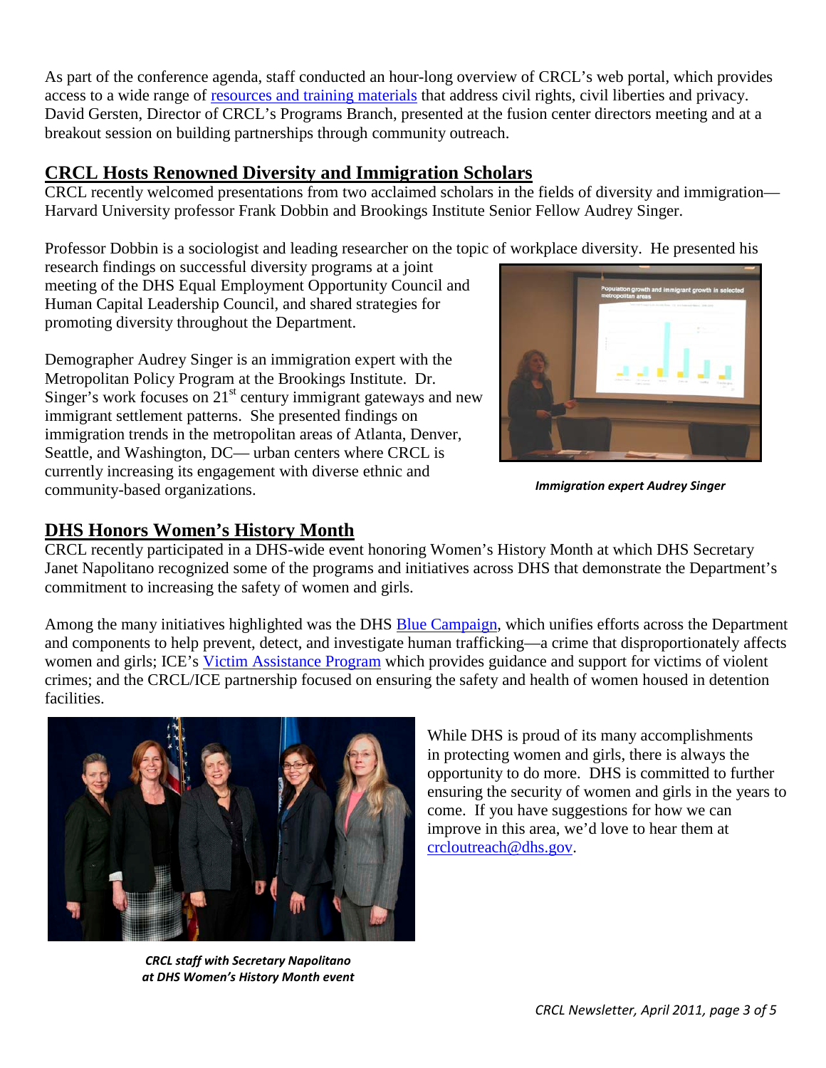As part of the conference agenda, staff conducted an hour-long overview of CRCL's web portal, which provides access to a wide range of resources and training materials that address civil rights, civil liberties and privacy. David Gersten, Director of CRCL's Programs Branch, presented at the fusion center directors meeting and at a breakout session on building partnerships through community outreach.

## CRCL Hosts Renowned Diversity and Immigration Scholars

CRCL recently welcomed presentations from two acclaimed scholars in the fields of diversity and immigration—Harvard University professor Frank Dobbin and Brookings Institute Senior Fellow Audrey Singer.

Professor Dobbin is a sociologist and leading researcher on the topic of workplace diversity. He presented his research findings on successful diversity programs at a joint meeting of the DHS Equal Employment Opportunity Council and Human Capital Leadership Council, and shared strategies for promoting diversity throughout the Department.

Demographer Audrey Singer is an immigration expert with the Metropolitan Policy Program at the Brookings Institute. Dr. Singer's work focuses on 21st century immigrant gateways and new immigrant settlement patterns. She presented findings on immigration trends in the metropolitan areas of Atlanta, Denver, Seattle, and Washington, DC— urban centers where CRCL is currently increasing its engagement with diverse ethnic and community-based organizations.

***Immigration expert Audrey Singer***

## DHS Honors Women's History Month

CRCL recently participated in a DHS-wide event honoring Women's History Month at which DHS Secretary Janet Napolitano recognized some of the programs and initiatives across DHS that demonstrate the Department's commitment to increasing the safety of women and girls.

Among the many initiatives highlighted was the DHS Blue Campaign, which unifies efforts across the Department and components to help prevent, detect, and investigate human trafficking—a crime that disproportionately affects women and girls; ICE's Victim Assistance Program which provides guidance and support for victims of violent crimes; and the CRCL/ICE partnership focused on ensuring the safety and health of women housed in detention facilities.

While DHS is proud of its many accomplishments in protecting women and girls, there is always the opportunity to do more. DHS is committed to further ensuring the security of women and girls in the years to come. If you have suggestions for how we can improve in this area, we'd love to hear them at crcloutreach@dhs.gov.

***CRCL staff with Secretary Napolitano at DHS Women's History Month event***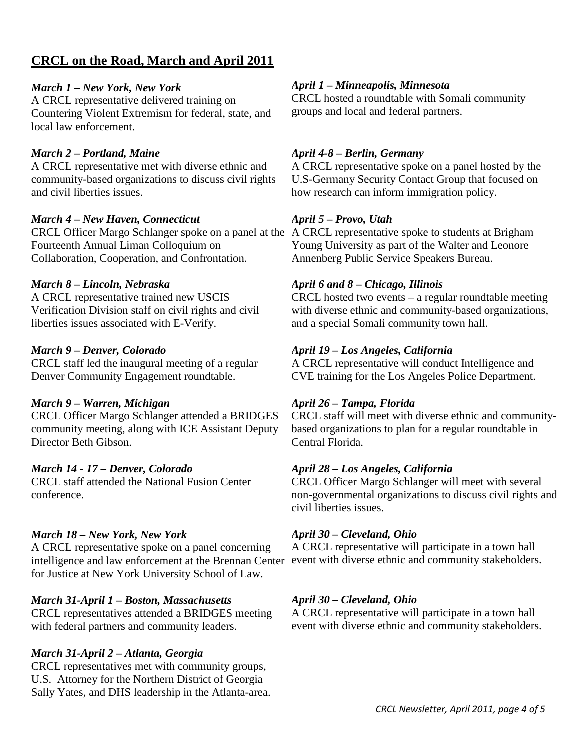## CRCL on the Road, March and April 2011

***March 1 – New York, New York***
A CRCL representative delivered training on Countering Violent Extremism for federal, state, and local law enforcement.

***March 2 – Portland, Maine***
A CRCL representative met with diverse ethnic and community-based organizations to discuss civil rights and civil liberties issues.

***March 4 – New Haven, Connecticut***
CRCL Officer Margo Schlanger spoke on a panel at the Fourteenth Annual Liman Colloquium on Collaboration, Cooperation, and Confrontation.

***March 8 – Lincoln, Nebraska***
A CRCL representative trained new USCIS Verification Division staff on civil rights and civil liberties issues associated with E-Verify.

***March 9 – Denver, Colorado***
CRCL staff led the inaugural meeting of a regular Denver Community Engagement roundtable.

***March 9 – Warren, Michigan***
CRCL Officer Margo Schlanger attended a BRIDGES community meeting, along with ICE Assistant Deputy Director Beth Gibson.

***March 14 - 17 – Denver, Colorado***
CRCL staff attended the National Fusion Center conference.

***March 18 – New York, New York***
A CRCL representative spoke on a panel concerning intelligence and law enforcement at the Brennan Center for Justice at New York University School of Law.

***March 31-April 1 – Boston, Massachusetts***
CRCL representatives attended a BRIDGES meeting with federal partners and community leaders.

***March 31-April 2 – Atlanta, Georgia***
CRCL representatives met with community groups, U.S. Attorney for the Northern District of Georgia Sally Yates, and DHS leadership in the Atlanta-area.

***April 1 – Minneapolis, Minnesota***
CRCL hosted a roundtable with Somali community groups and local and federal partners.

***April 4-8 – Berlin, Germany***
A CRCL representative spoke on a panel hosted by the U.S-Germany Security Contact Group that focused on how research can inform immigration policy.

***April 5 – Provo, Utah***
A CRCL representative spoke to students at Brigham Young University as part of the Walter and Leonore Annenberg Public Service Speakers Bureau.

***April 6 and 8 – Chicago, Illinois***
CRCL hosted two events – a regular roundtable meeting with diverse ethnic and community-based organizations, and a special Somali community town hall.

***April 19 – Los Angeles, California***
A CRCL representative will conduct Intelligence and CVE training for the Los Angeles Police Department.

***April 26 – Tampa, Florida***
CRCL staff will meet with diverse ethnic and community-based organizations to plan for a regular roundtable in Central Florida.

***April 28 – Los Angeles, California***
CRCL Officer Margo Schlanger will meet with several non-governmental organizations to discuss civil rights and civil liberties issues.

***April 30 – Cleveland, Ohio***
A CRCL representative will participate in a town hall event with diverse ethnic and community stakeholders.

***April 30 – Cleveland, Ohio***
A CRCL representative will participate in a town hall event with diverse ethnic and community stakeholders.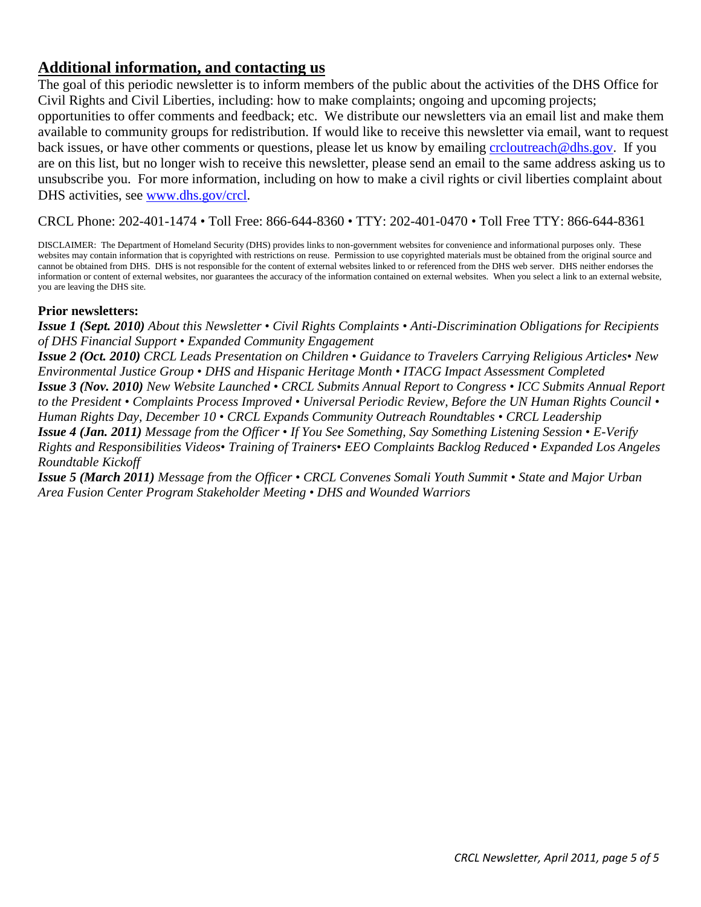## Additional information, and contacting us

The goal of this periodic newsletter is to inform members of the public about the activities of the DHS Office for Civil Rights and Civil Liberties, including: how to make complaints; ongoing and upcoming projects; opportunities to offer comments and feedback; etc. We distribute our newsletters via an email list and make them available to community groups for redistribution. If would like to receive this newsletter via email, want to request back issues, or have other comments or questions, please let us know by emailing [crcloutreach@dhs.gov](mailto:crcloutreach@dhs.gov). If you are on this list, but no longer wish to receive this newsletter, please send an email to the same address asking us to unsubscribe you. For more information, including on how to make a civil rights or civil liberties complaint about DHS activities, see [www.dhs.gov/crcl](http://www.dhs.gov/crcl).

CRCL Phone: 202-401-1474 • Toll Free: 866-644-8360 • TTY: 202-401-0470 • Toll Free TTY: 866-644-8361

DISCLAIMER: The Department of Homeland Security (DHS) provides links to non-government websites for convenience and informational purposes only. These websites may contain information that is copyrighted with restrictions on reuse. Permission to use copyrighted materials must be obtained from the original source and cannot be obtained from DHS. DHS is not responsible for the content of external websites linked to or referenced from the DHS web server. DHS neither endorses the information or content of external websites, nor guarantees the accuracy of the information contained on external websites. When you select a link to an external website, you are leaving the DHS site.

**Prior newsletters:**

***Issue 1 (Sept. 2010)*** *About this Newsletter • Civil Rights Complaints • Anti-Discrimination Obligations for Recipients of DHS Financial Support • Expanded Community Engagement*

***Issue 2 (Oct. 2010)*** *CRCL Leads Presentation on Children • Guidance to Travelers Carrying Religious Articles• New Environmental Justice Group • DHS and Hispanic Heritage Month • ITACG Impact Assessment Completed*

***Issue 3 (Nov. 2010)*** *New Website Launched • CRCL Submits Annual Report to Congress • ICC Submits Annual Report to the President • Complaints Process Improved • Universal Periodic Review, Before the UN Human Rights Council • Human Rights Day, December 10 • CRCL Expands Community Outreach Roundtables • CRCL Leadership*

***Issue 4 (Jan. 2011)*** *Message from the Officer • If You See Something, Say Something Listening Session • E-Verify Rights and Responsibilities Videos• Training of Trainers• EEO Complaints Backlog Reduced • Expanded Los Angeles Roundtable Kickoff*

***Issue 5 (March 2011)*** *Message from the Officer • CRCL Convenes Somali Youth Summit • State and Major Urban Area Fusion Center Program Stakeholder Meeting • DHS and Wounded Warriors*